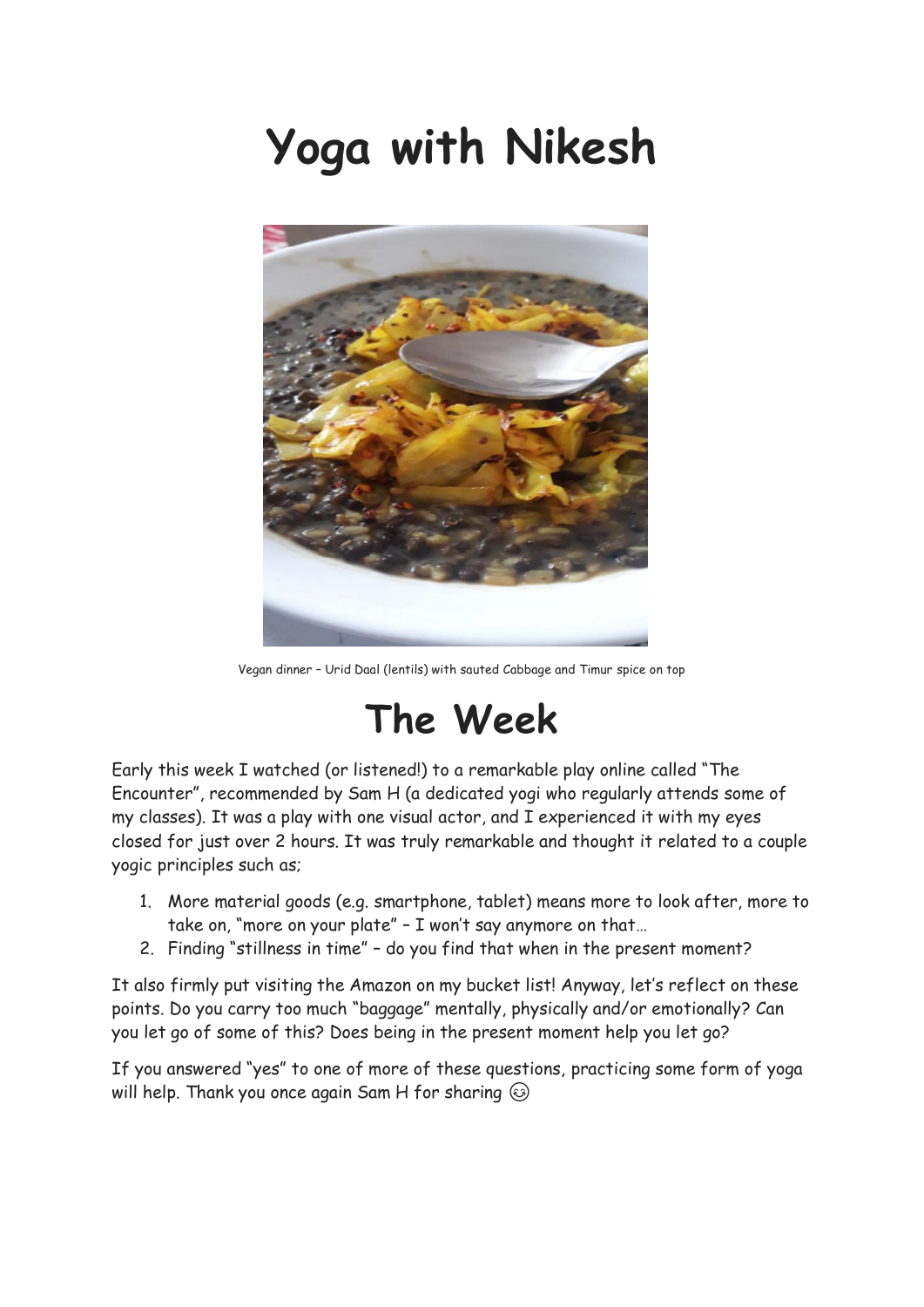# Yoga with Nikesh

Vegan dinner – Urid Daal (lentils) with sauted Cabbage and Timur spice on top

# The Week

Early this week I watched (or listened!) to a remarkable play online called "The Encounter", recommended by Sam H (a dedicated yogi who regularly attends some of my classes). It was a play with one visual actor, and I experienced it with my eyes closed for just over 2 hours. It was truly remarkable and thought it related to a couple yogic principles such as;

1. More material goods (e.g. smartphone, tablet) means more to look after, more to take on, "more on your plate" – I won't say anymore on that…
2. Finding "stillness in time" – do you find that when in the present moment?

It also firmly put visiting the Amazon on my bucket list! Anyway, let's reflect on these points. Do you carry too much "baggage" mentally, physically and/or emotionally? Can you let go of some of this? Does being in the present moment help you let go?

If you answered "yes" to one of more of these questions, practicing some form of yoga will help. Thank you once again Sam H for sharing 😊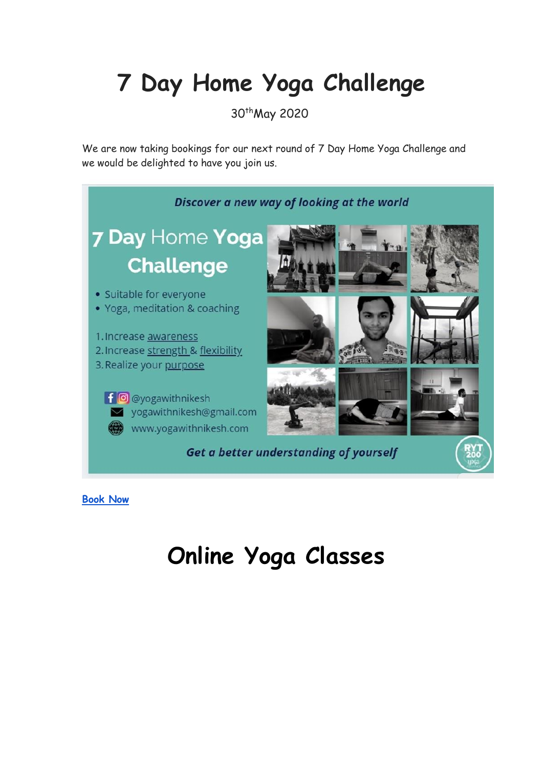# 7 Day Home Yoga Challenge

30th May 2020

We are now taking bookings for our next round of 7 Day Home Yoga Challenge and we would be delighted to have you join us.

*Discover a new way of looking at the world*

**7 Day** Home **Yoga Challenge**

- Suitable for everyone
- Yoga, meditation & coaching

1. Increase awareness
2. Increase strength & flexibility
3. Realize your purpose

@yogawithnikesh
yogawithnikesh@gmail.com
www.yogawithnikesh.com

*Get a better understanding of yourself*

RYT 200

**Book Now**

# Online Yoga Classes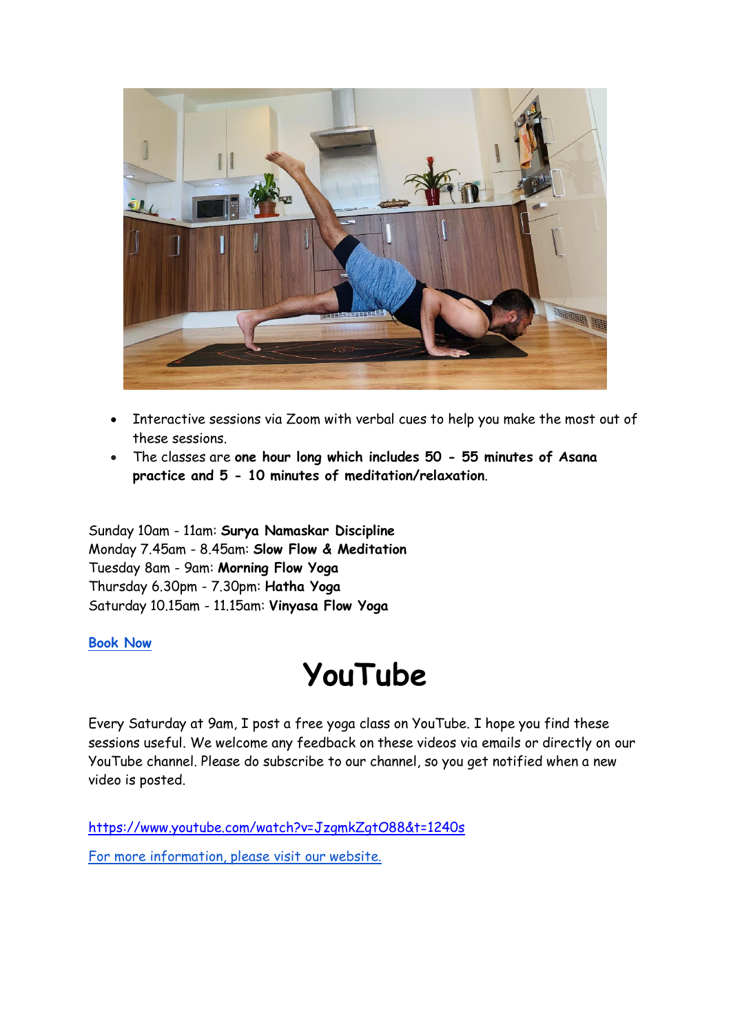- Interactive sessions via Zoom with verbal cues to help you make the most out of these sessions.
- The classes are **one hour long which includes 50 - 55 minutes of Asana practice and 5 - 10 minutes of meditation/relaxation**.

Sunday 10am - 11am: **Surya Namaskar Discipline**
Monday 7.45am - 8.45am: **Slow Flow & Meditation**
Tuesday 8am - 9am: **Morning Flow Yoga**
Thursday 6.30pm - 7.30pm: **Hatha Yoga**
Saturday 10.15am - 11.15am: **Vinyasa Flow Yoga**

**Book Now**

# YouTube

Every Saturday at 9am, I post a free yoga class on YouTube. I hope you find these sessions useful. We welcome any feedback on these videos via emails or directly on our YouTube channel. Please do subscribe to our channel, so you get notified when a new video is posted.

https://www.youtube.com/watch?v=JzgmkZgtO88&t=1240s

For more information, please visit our website.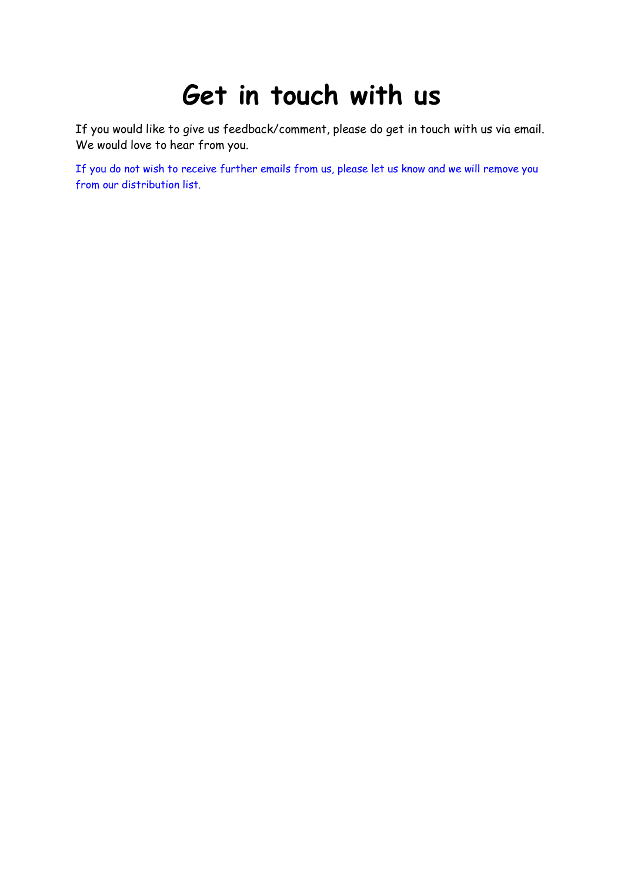# Get in touch with us

If you would like to give us feedback/comment, please do get in touch with us via email. We would love to hear from you.

If you do not wish to receive further emails from us, please let us know and we will remove you from our distribution list.